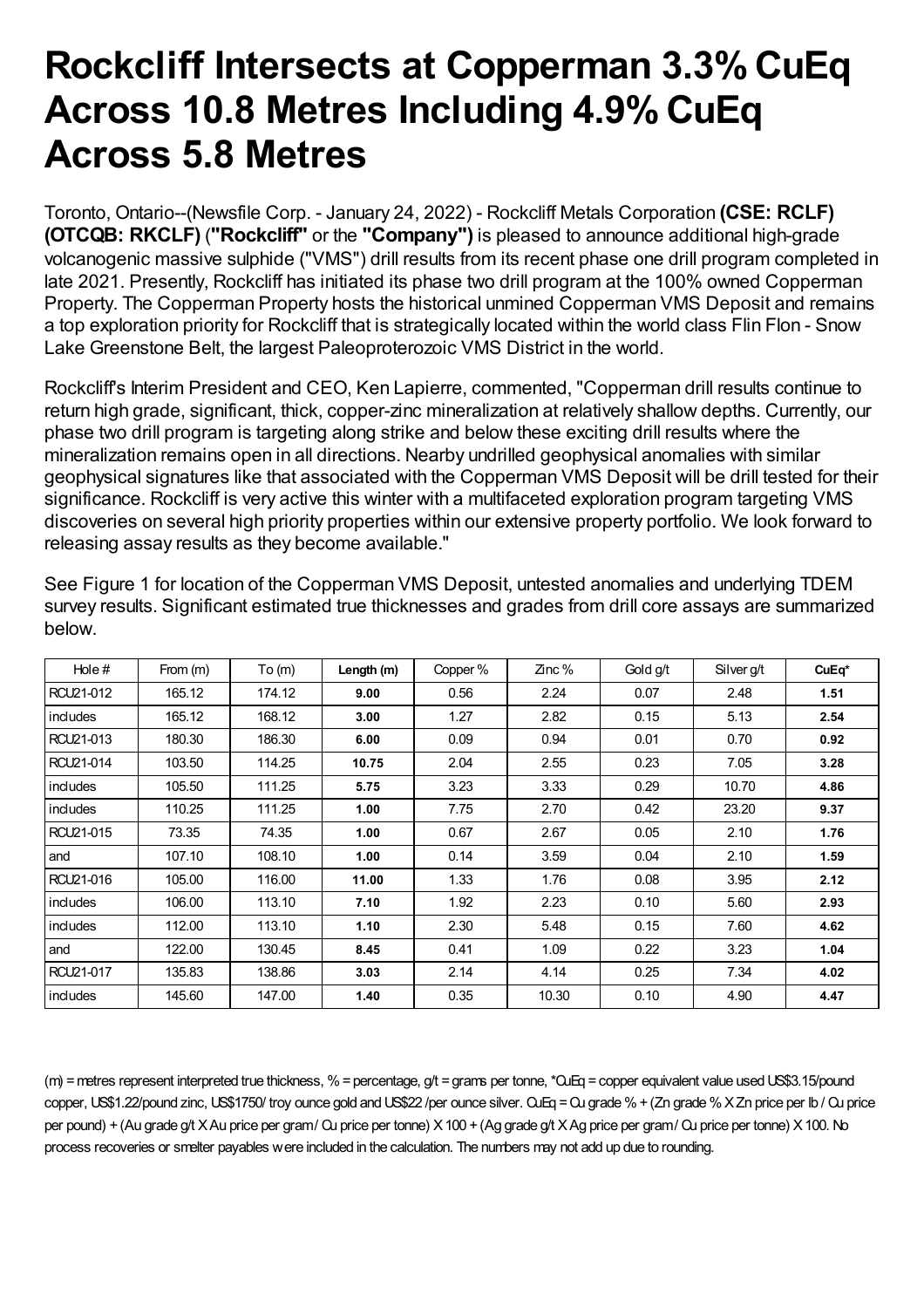# Rockcliff Intersects at Copperman 3.3% CuEq Across 10.8 Metres Including 4.9% CuEq Across 5.8 Metres

Toronto, Ontario--(Newsfile Corp. - January 24, 2022) - Rockcliff Metals Corporation **(CSE: RCLF) (OTCQB: RKCLF)** (**"Rockcliff"** or the **"Company"**) is pleased to announce additional high-grade volcanogenic massive sulphide ("VMS") drill results from its recent phase one drill program completed in late 2021. Presently, Rockcliff has initiated its phase two drill program at the 100% owned Copperman Property. The Copperman Property hosts the historical unmined Copperman VMS Deposit and remains a top exploration priority for Rockcliff that is strategically located within the world class Flin Flon - Snow Lake Greenstone Belt, the largest Paleoproterozoic VMS District in the world.

Rockcliff's Interim President and CEO, Ken Lapierre, commented, "Copperman drill results continue to return high grade, significant, thick, copper-zinc mineralization at relatively shallow depths. Currently, our phase two drill program is targeting along strike and below these exciting drill results where the mineralization remains open in all directions. Nearby undrilled geophysical anomalies with similar geophysical signatures like that associated with the Copperman VMS Deposit will be drill tested for their significance. Rockcliff is very active this winter with a multifaceted exploration program targeting VMS discoveries on several high priority properties within our extensive property portfolio. We look forward to releasing assay results as they become available."

See Figure 1 for location of the Copperman VMS Deposit, untested anomalies and underlying TDEM survey results. Significant estimated true thicknesses and grades from drill core assays are summarized below.

| Hole # | From (m) | To (m) | **Length (m)** | Copper % | Zinc % | Gold g/t | Silver g/t | **CuEq*** |
|---|---|---|---|---|---|---|---|---|
| RCU21-012 | 165.12 | 174.12 | **9.00** | 0.56 | 2.24 | 0.07 | 2.48 | **1.51** |
| includes | 165.12 | 168.12 | **3.00** | 1.27 | 2.82 | 0.15 | 5.13 | **2.54** |
| RCU21-013 | 180.30 | 186.30 | **6.00** | 0.09 | 0.94 | 0.01 | 0.70 | **0.92** |
| RCU21-014 | 103.50 | 114.25 | **10.75** | 2.04 | 2.55 | 0.23 | 7.05 | **3.28** |
| includes | 105.50 | 111.25 | **5.75** | 3.23 | 3.33 | 0.29 | 10.70 | **4.86** |
| includes | 110.25 | 111.25 | **1.00** | 7.75 | 2.70 | 0.42 | 23.20 | **9.37** |
| RCU21-015 | 73.35 | 74.35 | **1.00** | 0.67 | 2.67 | 0.05 | 2.10 | **1.76** |
| and | 107.10 | 108.10 | **1.00** | 0.14 | 3.59 | 0.04 | 2.10 | **1.59** |
| RCU21-016 | 105.00 | 116.00 | **11.00** | 1.33 | 1.76 | 0.08 | 3.95 | **2.12** |
| includes | 106.00 | 113.10 | **7.10** | 1.92 | 2.23 | 0.10 | 5.60 | **2.93** |
| includes | 112.00 | 113.10 | **1.10** | 2.30 | 5.48 | 0.15 | 7.60 | **4.62** |
| and | 122.00 | 130.45 | **8.45** | 0.41 | 1.09 | 0.22 | 3.23 | **1.04** |
| RCU21-017 | 135.83 | 138.86 | **3.03** | 2.14 | 4.14 | 0.25 | 7.34 | **4.02** |
| includes | 145.60 | 147.00 | **1.40** | 0.35 | 10.30 | 0.10 | 4.90 | **4.47** |

(m) = metres represent interpreted true thickness, % = percentage, g/t = grams per tonne, *CuEq = copper equivalent value used US$3.15/pound copper, US$1.22/pound zinc, US$1750/ troy ounce gold and US$22 /per ounce silver. CuEq = Cu grade % + (Zn grade % X Zn price per lb / Cu price per pound) + (Au grade g/t X Au price per gram / Cu price per tonne) X 100 + (Ag grade g/t X Ag price per gram / Cu price per tonne) X 100. No process recoveries or smelter payables were included in the calculation. The numbers may not add up due to rounding.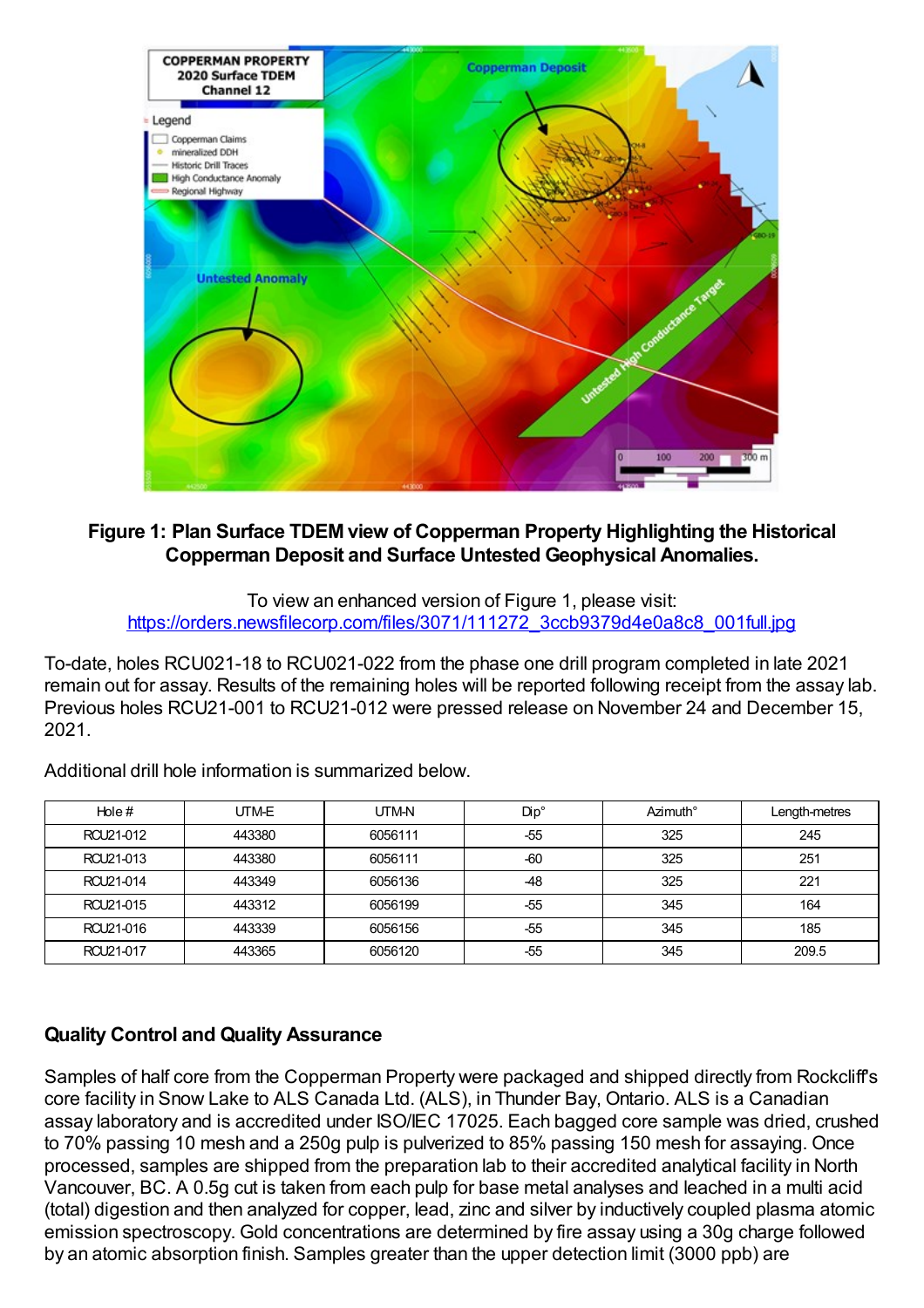**Figure 1: Plan Surface TDEM view of Copperman Property Highlighting the Historical Copperman Deposit and Surface Untested Geophysical Anomalies.**

To view an enhanced version of Figure 1, please visit:
https://orders.newsfilecorp.com/files/3071/111272_3ccb9379d4e0a8c8_001full.jpg

To-date, holes RCU021-18 to RCU021-022 from the phase one drill program completed in late 2021 remain out for assay. Results of the remaining holes will be reported following receipt from the assay lab. Previous holes RCU21-001 to RCU21-012 were pressed release on November 24 and December 15, 2021.

Additional drill hole information is summarized below.

| Hole # | UTM-E | UTM-N | Dip° | Azimuth° | Length-metres |
| --- | --- | --- | --- | --- | --- |
| RCU21-012 | 443380 | 6056111 | -55 | 325 | 245 |
| RCU21-013 | 443380 | 6056111 | -60 | 325 | 251 |
| RCU21-014 | 443349 | 6056136 | -48 | 325 | 221 |
| RCU21-015 | 443312 | 6056199 | -55 | 345 | 164 |
| RCU21-016 | 443339 | 6056156 | -55 | 345 | 185 |
| RCU21-017 | 443365 | 6056120 | -55 | 345 | 209.5 |

## Quality Control and Quality Assurance

Samples of half core from the Copperman Property were packaged and shipped directly from Rockcliff's core facility in Snow Lake to ALS Canada Ltd. (ALS), in Thunder Bay, Ontario. ALS is a Canadian assay laboratory and is accredited under ISO/IEC 17025. Each bagged core sample was dried, crushed to 70% passing 10 mesh and a 250g pulp is pulverized to 85% passing 150 mesh for assaying. Once processed, samples are shipped from the preparation lab to their accredited analytical facility in North Vancouver, BC. A 0.5g cut is taken from each pulp for base metal analyses and leached in a multi acid (total) digestion and then analyzed for copper, lead, zinc and silver by inductively coupled plasma atomic emission spectroscopy. Gold concentrations are determined by fire assay using a 30g charge followed by an atomic absorption finish. Samples greater than the upper detection limit (3000 ppb) are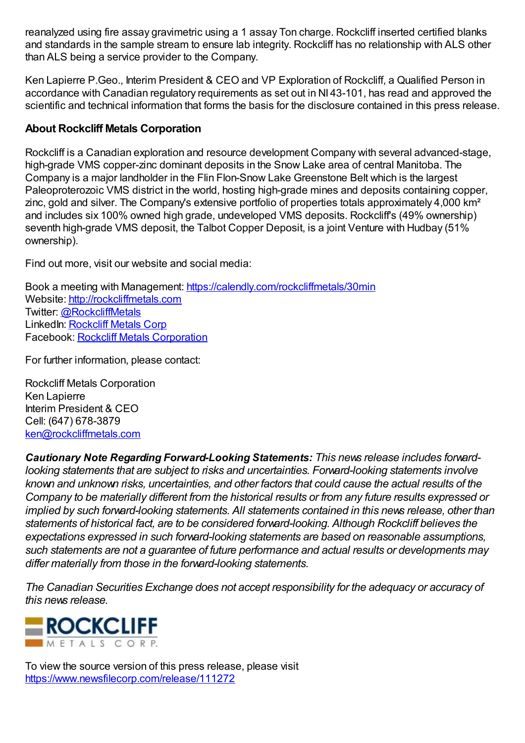reanalyzed using fire assay gravimetric using a 1 assay Ton charge. Rockcliff inserted certified blanks and standards in the sample stream to ensure lab integrity. Rockcliff has no relationship with ALS other than ALS being a service provider to the Company.

Ken Lapierre P.Geo., Interim President & CEO and VP Exploration of Rockcliff, a Qualified Person in accordance with Canadian regulatory requirements as set out in NI 43-101, has read and approved the scientific and technical information that forms the basis for the disclosure contained in this press release.

**About Rockcliff Metals Corporation**

Rockcliff is a Canadian exploration and resource development Company with several advanced-stage, high-grade VMS copper-zinc dominant deposits in the Snow Lake area of central Manitoba. The Company is a major landholder in the Flin Flon-Snow Lake Greenstone Belt which is the largest Paleoproterozoic VMS district in the world, hosting high-grade mines and deposits containing copper, zinc, gold and silver. The Company's extensive portfolio of properties totals approximately 4,000 km² and includes six 100% owned high grade, undeveloped VMS deposits. Rockcliff's (49% ownership) seventh high-grade VMS deposit, the Talbot Copper Deposit, is a joint Venture with Hudbay (51% ownership).

Find out more, visit our website and social media:

Book a meeting with Management: https://calendly.com/rockcliffmetals/30min
Website: http://rockcliffmetals.com
Twitter: @RockcliffMetals
LinkedIn: Rockcliff Metals Corp
Facebook: Rockcliff Metals Corporation

For further information, please contact:

Rockcliff Metals Corporation
Ken Lapierre
Interim President & CEO
Cell: (647) 678-3879
ken@rockcliffmetals.com

***Cautionary Note Regarding Forward-Looking Statements:*** *This news release includes forward-looking statements that are subject to risks and uncertainties. Forward-looking statements involve known and unknown risks, uncertainties, and other factors that could cause the actual results of the Company to be materially different from the historical results or from any future results expressed or implied by such forward-looking statements. All statements contained in this news release, other than statements of historical fact, are to be considered forward-looking. Although Rockcliff believes the expectations expressed in such forward-looking statements are based on reasonable assumptions, such statements are not a guarantee of future performance and actual results or developments may differ materially from those in the forward-looking statements.*

*The Canadian Securities Exchange does not accept responsibility for the adequacy or accuracy of this news release.*

ROCKCLIFF METALS CORP.

To view the source version of this press release, please visit https://www.newsfilecorp.com/release/111272